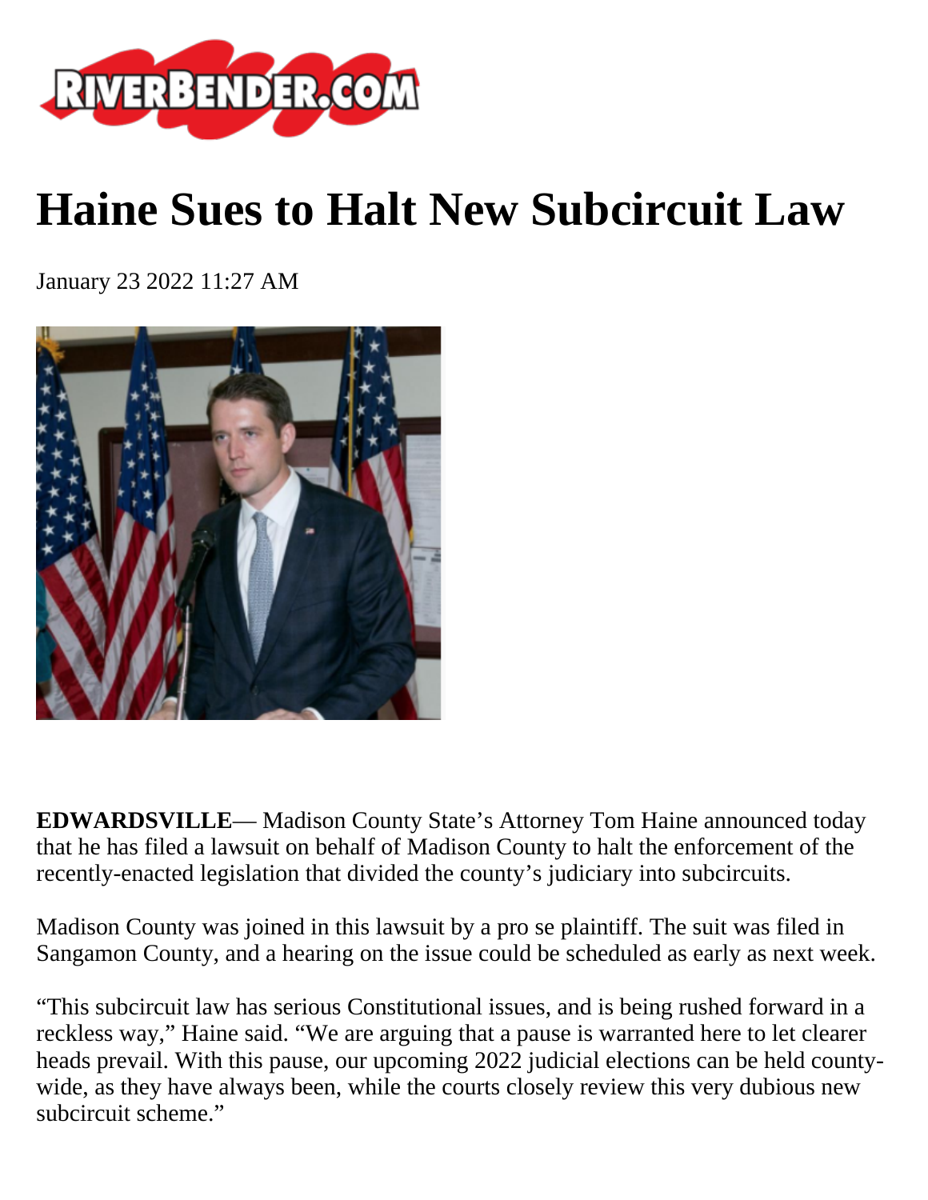# Haine Sues to Halt New Subcircuit Law

January 23 2022 11:27 AM

**EDWARDSVILLE**— Madison County State's Attorney Tom Haine announced today that he has filed a lawsuit on behalf of Madison County to halt the enforcement of the recently-enacted legislation that divided the county's judiciary into subcircuits.

Madison County was joined in this lawsuit by a pro se plaintiff. The suit was filed in Sangamon County, and a hearing on the issue could be scheduled as early as next week.

"This subcircuit law has serious Constitutional issues, and is being rushed forward in a reckless way," Haine said. "We are arguing that a pause is warranted here to let clearer heads prevail. With this pause, our upcoming 2022 judicial elections can be held county-wide, as they have always been, while the courts closely review this very dubious new subcircuit scheme."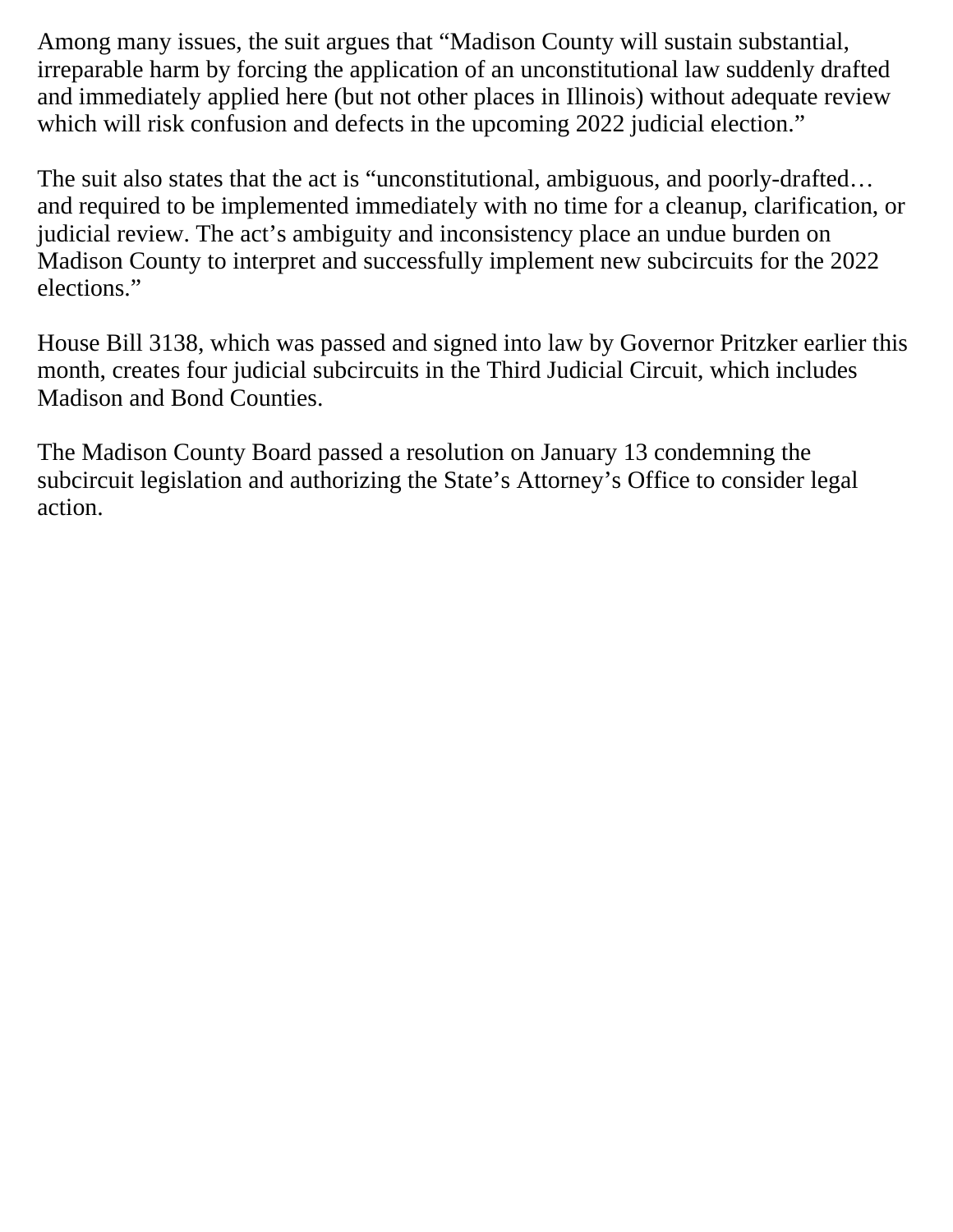Among many issues, the suit argues that "Madison County will sustain substantial, irreparable harm by forcing the application of an unconstitutional law suddenly drafted and immediately applied here (but not other places in Illinois) without adequate review which will risk confusion and defects in the upcoming 2022 judicial election."

The suit also states that the act is "unconstitutional, ambiguous, and poorly-drafted… and required to be implemented immediately with no time for a cleanup, clarification, or judicial review. The act's ambiguity and inconsistency place an undue burden on Madison County to interpret and successfully implement new subcircuits for the 2022 elections."

House Bill 3138, which was passed and signed into law by Governor Pritzker earlier this month, creates four judicial subcircuits in the Third Judicial Circuit, which includes Madison and Bond Counties.

The Madison County Board passed a resolution on January 13 condemning the subcircuit legislation and authorizing the State's Attorney's Office to consider legal action.